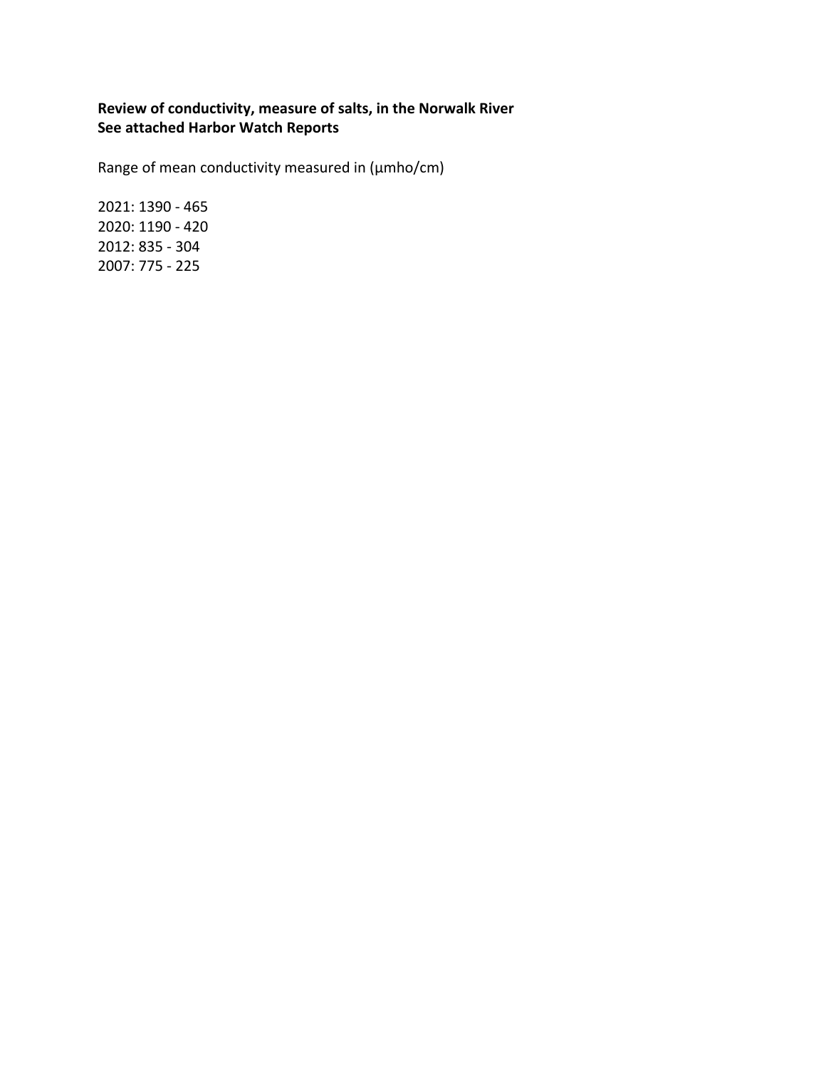**Review of conductivity, measure of salts, in the Norwalk River**
**See attached Harbor Watch Reports**

Range of mean conductivity measured in (µmho/cm)

2021: 1390 - 465
2020: 1190 - 420
2012: 835 - 304
2007: 775 - 225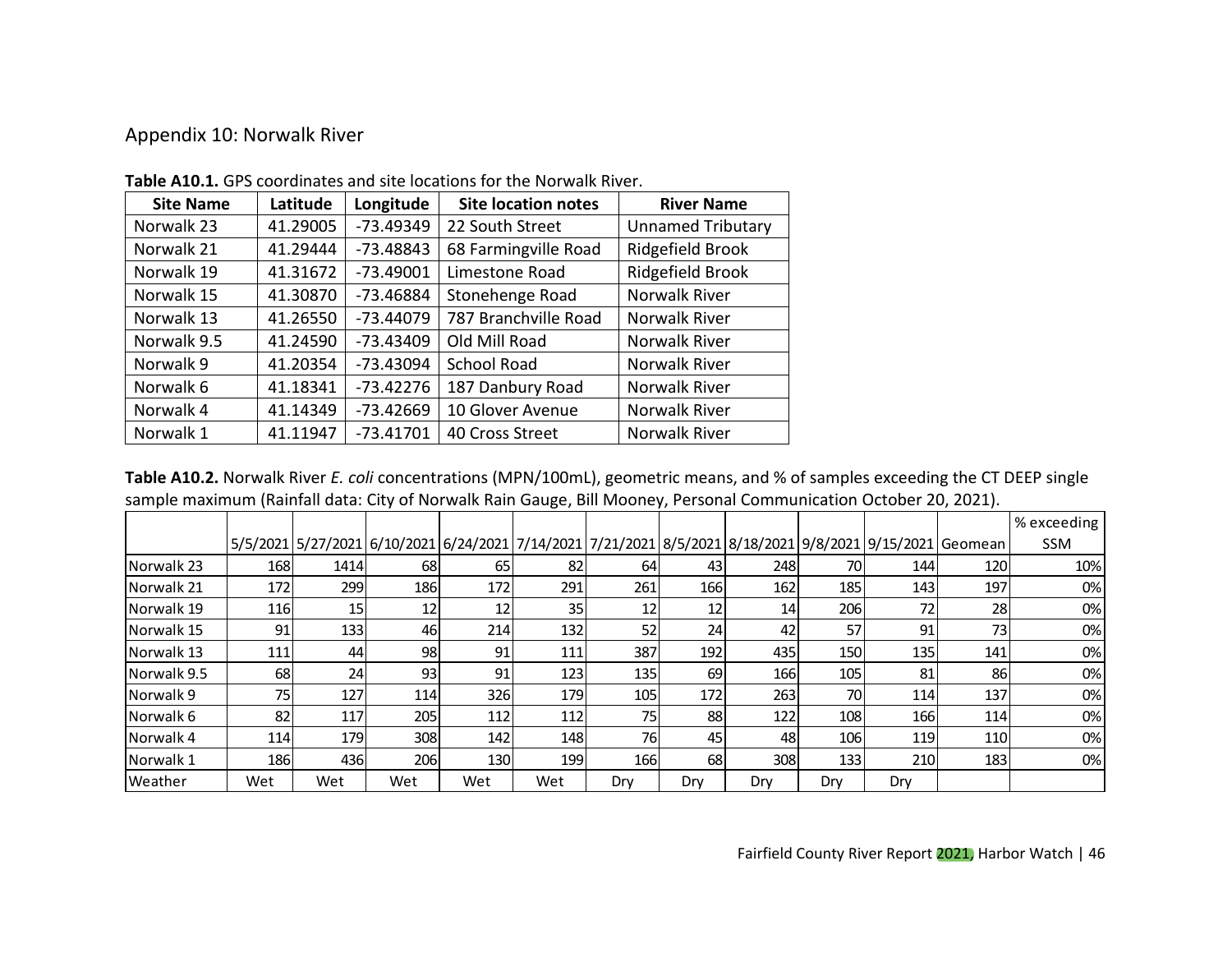## Appendix 10: Norwalk River

**Table A10.1.** GPS coordinates and site locations for the Norwalk River.

| Site Name | Latitude | Longitude | Site location notes | River Name |
|---|---|---|---|---|
| Norwalk 23 | 41.29005 | -73.49349 | 22 South Street | Unnamed Tributary |
| Norwalk 21 | 41.29444 | -73.48843 | 68 Farmingville Road | Ridgefield Brook |
| Norwalk 19 | 41.31672 | -73.49001 | Limestone Road | Ridgefield Brook |
| Norwalk 15 | 41.30870 | -73.46884 | Stonehenge Road | Norwalk River |
| Norwalk 13 | 41.26550 | -73.44079 | 787 Branchville Road | Norwalk River |
| Norwalk 9.5 | 41.24590 | -73.43409 | Old Mill Road | Norwalk River |
| Norwalk 9 | 41.20354 | -73.43094 | School Road | Norwalk River |
| Norwalk 6 | 41.18341 | -73.42276 | 187 Danbury Road | Norwalk River |
| Norwalk 4 | 41.14349 | -73.42669 | 10 Glover Avenue | Norwalk River |
| Norwalk 1 | 41.11947 | -73.41701 | 40 Cross Street | Norwalk River |

**Table A10.2.** Norwalk River *E. coli* concentrations (MPN/100mL), geometric means, and % of samples exceeding the CT DEEP single sample maximum (Rainfall data: City of Norwalk Rain Gauge, Bill Mooney, Personal Communication October 20, 2021).

| | 5/5/2021 | 5/27/2021 | 6/10/2021 | 6/24/2021 | 7/14/2021 | 7/21/2021 | 8/5/2021 | 8/18/2021 | 9/8/2021 | 9/15/2021 | Geomean | % exceeding SSM |
|---|---|---|---|---|---|---|---|---|---|---|---|---|
| Norwalk 23 | 168 | 1414 | 68 | 65 | 82 | 64 | 43 | 248 | 70 | 144 | 120 | 10% |
| Norwalk 21 | 172 | 299 | 186 | 172 | 291 | 261 | 166 | 162 | 185 | 143 | 197 | 0% |
| Norwalk 19 | 116 | 15 | 12 | 12 | 35 | 12 | 12 | 14 | 206 | 72 | 28 | 0% |
| Norwalk 15 | 91 | 133 | 46 | 214 | 132 | 52 | 24 | 42 | 57 | 91 | 73 | 0% |
| Norwalk 13 | 111 | 44 | 98 | 91 | 111 | 387 | 192 | 435 | 150 | 135 | 141 | 0% |
| Norwalk 9.5 | 68 | 24 | 93 | 91 | 123 | 135 | 69 | 166 | 105 | 81 | 86 | 0% |
| Norwalk 9 | 75 | 127 | 114 | 326 | 179 | 105 | 172 | 263 | 70 | 114 | 137 | 0% |
| Norwalk 6 | 82 | 117 | 205 | 112 | 112 | 75 | 88 | 122 | 108 | 166 | 114 | 0% |
| Norwalk 4 | 114 | 179 | 308 | 142 | 148 | 76 | 45 | 48 | 106 | 119 | 110 | 0% |
| Norwalk 1 | 186 | 436 | 206 | 130 | 199 | 166 | 68 | 308 | 133 | 210 | 183 | 0% |
| Weather | Wet | Wet | Wet | Wet | Wet | Dry | Dry | Dry | Dry | Dry | | |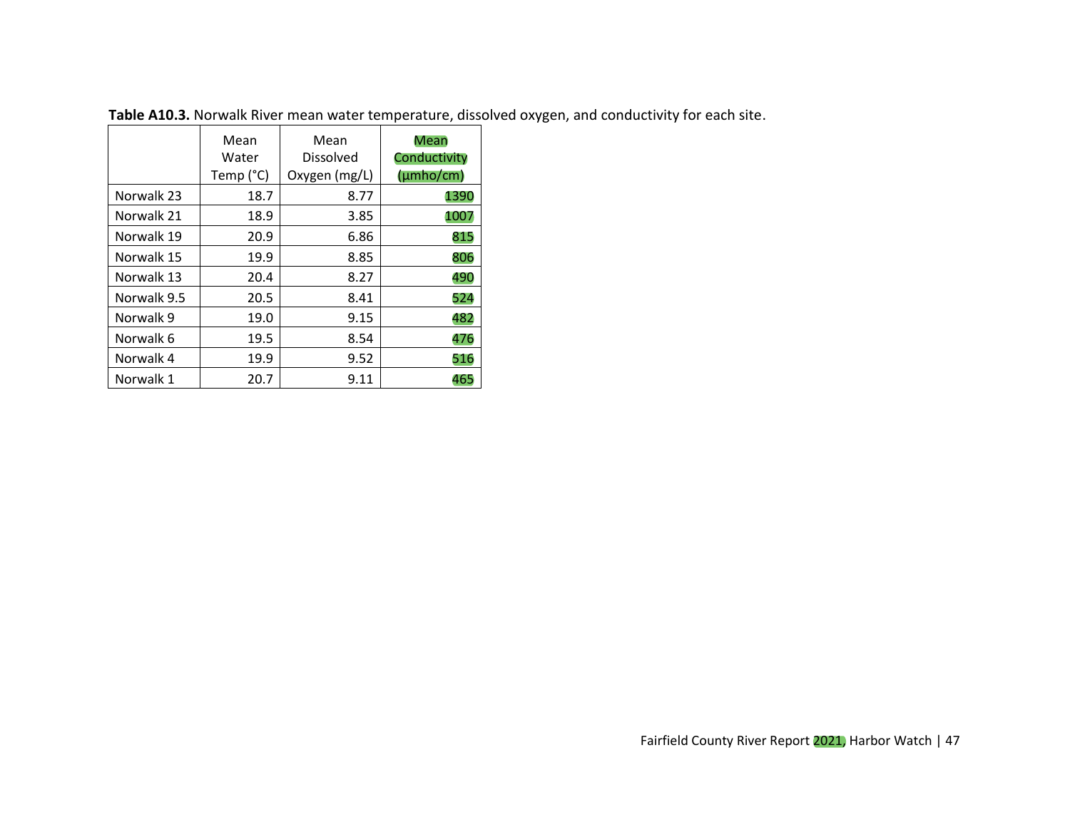**Table A10.3.** Norwalk River mean water temperature, dissolved oxygen, and conductivity for each site.

| | Mean Water Temp (°C) | Mean Dissolved Oxygen (mg/L) | Mean Conductivity (µmho/cm) |
|---|---|---|---|
| Norwalk 23 | 18.7 | 8.77 | 1390 |
| Norwalk 21 | 18.9 | 3.85 | 1007 |
| Norwalk 19 | 20.9 | 6.86 | 815 |
| Norwalk 15 | 19.9 | 8.85 | 806 |
| Norwalk 13 | 20.4 | 8.27 | 490 |
| Norwalk 9.5 | 20.5 | 8.41 | 524 |
| Norwalk 9 | 19.0 | 9.15 | 482 |
| Norwalk 6 | 19.5 | 8.54 | 476 |
| Norwalk 4 | 19.9 | 9.52 | 516 |
| Norwalk 1 | 20.7 | 9.11 | 465 |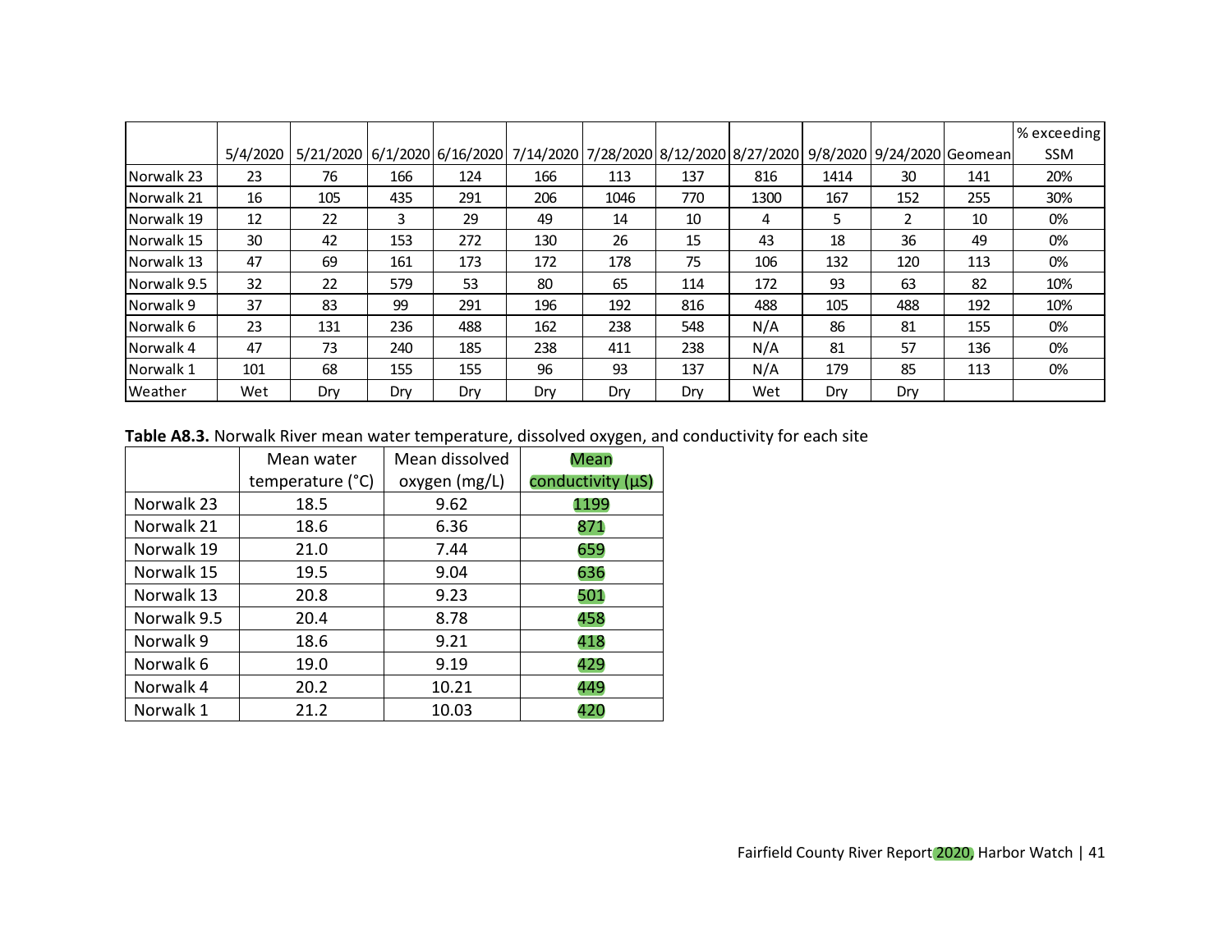| | 5/4/2020 | 5/21/2020 | 6/1/2020 | 6/16/2020 | 7/14/2020 | 7/28/2020 | 8/12/2020 | 8/27/2020 | 9/8/2020 | 9/24/2020 | Geomean | % exceeding SSM |
|---|---|---|---|---|---|---|---|---|---|---|---|---|
| Norwalk 23 | 23 | 76 | 166 | 124 | 166 | 113 | 137 | 816 | 1414 | 30 | 141 | 20% |
| Norwalk 21 | 16 | 105 | 435 | 291 | 206 | 1046 | 770 | 1300 | 167 | 152 | 255 | 30% |
| Norwalk 19 | 12 | 22 | 3 | 29 | 49 | 14 | 10 | 4 | 5 | 2 | 10 | 0% |
| Norwalk 15 | 30 | 42 | 153 | 272 | 130 | 26 | 15 | 43 | 18 | 36 | 49 | 0% |
| Norwalk 13 | 47 | 69 | 161 | 173 | 172 | 178 | 75 | 106 | 132 | 120 | 113 | 0% |
| Norwalk 9.5 | 32 | 22 | 579 | 53 | 80 | 65 | 114 | 172 | 93 | 63 | 82 | 10% |
| Norwalk 9 | 37 | 83 | 99 | 291 | 196 | 192 | 816 | 488 | 105 | 488 | 192 | 10% |
| Norwalk 6 | 23 | 131 | 236 | 488 | 162 | 238 | 548 | N/A | 86 | 81 | 155 | 0% |
| Norwalk 4 | 47 | 73 | 240 | 185 | 238 | 411 | 238 | N/A | 81 | 57 | 136 | 0% |
| Norwalk 1 | 101 | 68 | 155 | 155 | 96 | 93 | 137 | N/A | 179 | 85 | 113 | 0% |
| Weather | Wet | Dry | Dry | Dry | Dry | Dry | Dry | Wet | Dry | Dry | | |

**Table A8.3.** Norwalk River mean water temperature, dissolved oxygen, and conductivity for each site

| | Mean water temperature (°C) | Mean dissolved oxygen (mg/L) | Mean conductivity (µS) |
|---|---|---|---|
| Norwalk 23 | 18.5 | 9.62 | 1199 |
| Norwalk 21 | 18.6 | 6.36 | 871 |
| Norwalk 19 | 21.0 | 7.44 | 659 |
| Norwalk 15 | 19.5 | 9.04 | 636 |
| Norwalk 13 | 20.8 | 9.23 | 501 |
| Norwalk 9.5 | 20.4 | 8.78 | 458 |
| Norwalk 9 | 18.6 | 9.21 | 418 |
| Norwalk 6 | 19.0 | 9.19 | 429 |
| Norwalk 4 | 20.2 | 10.21 | 449 |
| Norwalk 1 | 21.2 | 10.03 | 420 |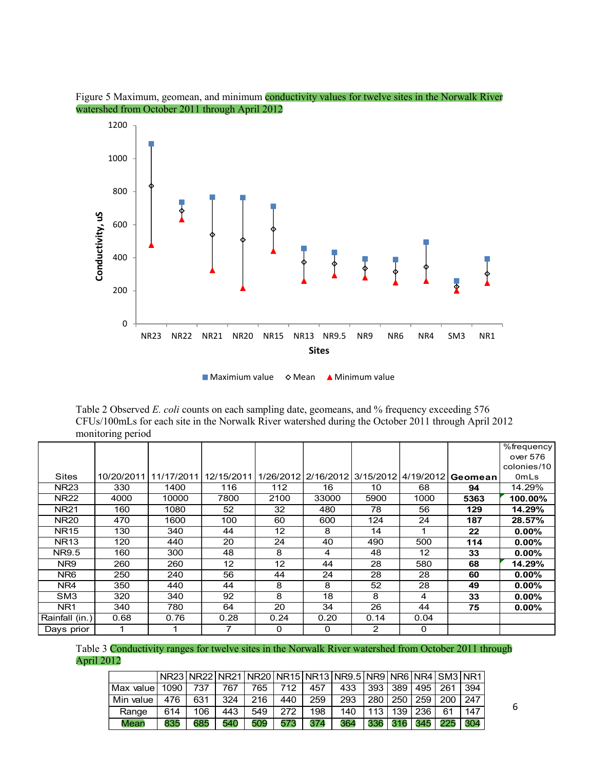Figure 5 Maximum, geomean, and minimum conductivity values for twelve sites in the Norwalk River watershed from October 2011 through April 2012

Table 2 Observed *E. coli* counts on each sampling date, geomeans, and % frequency exceeding 576 CFUs/100mLs for each site in the Norwalk River watershed during the October 2011 through April 2012 monitoring period

| Sites | 10/20/2011 | 11/17/2011 | 12/15/2011 | 1/26/2012 | 2/16/2012 | 3/15/2012 | 4/19/2012 | Geomean | %frequency over 576 colonies/100mLs |
|---|---|---|---|---|---|---|---|---|---|
| NR23 | 330 | 1400 | 116 | 112 | 16 | 10 | 68 | **94** | 14.29% |
| NR22 | 4000 | 10000 | 7800 | 2100 | 33000 | 5900 | 1000 | **5363** | **100.00%** |
| NR21 | 160 | 1080 | 52 | 32 | 480 | 78 | 56 | **129** | **14.29%** |
| NR20 | 470 | 1600 | 100 | 60 | 600 | 124 | 24 | **187** | **28.57%** |
| NR15 | 130 | 340 | 44 | 12 | 8 | 14 | 1 | **22** | **0.00%** |
| NR13 | 120 | 440 | 20 | 24 | 40 | 490 | 500 | **114** | **0.00%** |
| NR9.5 | 160 | 300 | 48 | 8 | 4 | 48 | 12 | **33** | **0.00%** |
| NR9 | 260 | 260 | 12 | 12 | 44 | 28 | 580 | **68** | **14.29%** |
| NR6 | 250 | 240 | 56 | 44 | 24 | 28 | 28 | **60** | **0.00%** |
| NR4 | 350 | 440 | 44 | 8 | 8 | 52 | 28 | **49** | **0.00%** |
| SM3 | 320 | 340 | 92 | 8 | 18 | 8 | 4 | **33** | **0.00%** |
| NR1 | 340 | 780 | 64 | 20 | 34 | 26 | 44 | **75** | **0.00%** |
| Rainfall (in.) | 0.68 | 0.76 | 0.28 | 0.24 | 0.20 | 0.14 | 0.04 | | |
| Days prior | 1 | 1 | 7 | 0 | 0 | 2 | 0 | | |

Table 3 Conductivity ranges for twelve sites in the Norwalk River watershed from October 2011 through April 2012

| | NR23 | NR22 | NR21 | NR20 | NR15 | NR13 | NR9.5 | NR9 | NR6 | NR4 | SM3 | NR1 |
|---|---|---|---|---|---|---|---|---|---|---|---|---|
| Max value | 1090 | 737 | 767 | 765 | 712 | 457 | 433 | 393 | 389 | 495 | 261 | 394 |
| Min value | 476 | 631 | 324 | 216 | 440 | 259 | 293 | 280 | 250 | 259 | 200 | 247 |
| Range | 614 | 106 | 443 | 549 | 272 | 198 | 140 | 113 | 139 | 236 | 61 | 147 |
| Mean | 835 | 685 | 540 | 509 | 573 | 374 | 364 | 336 | 316 | 345 | 225 | 304 |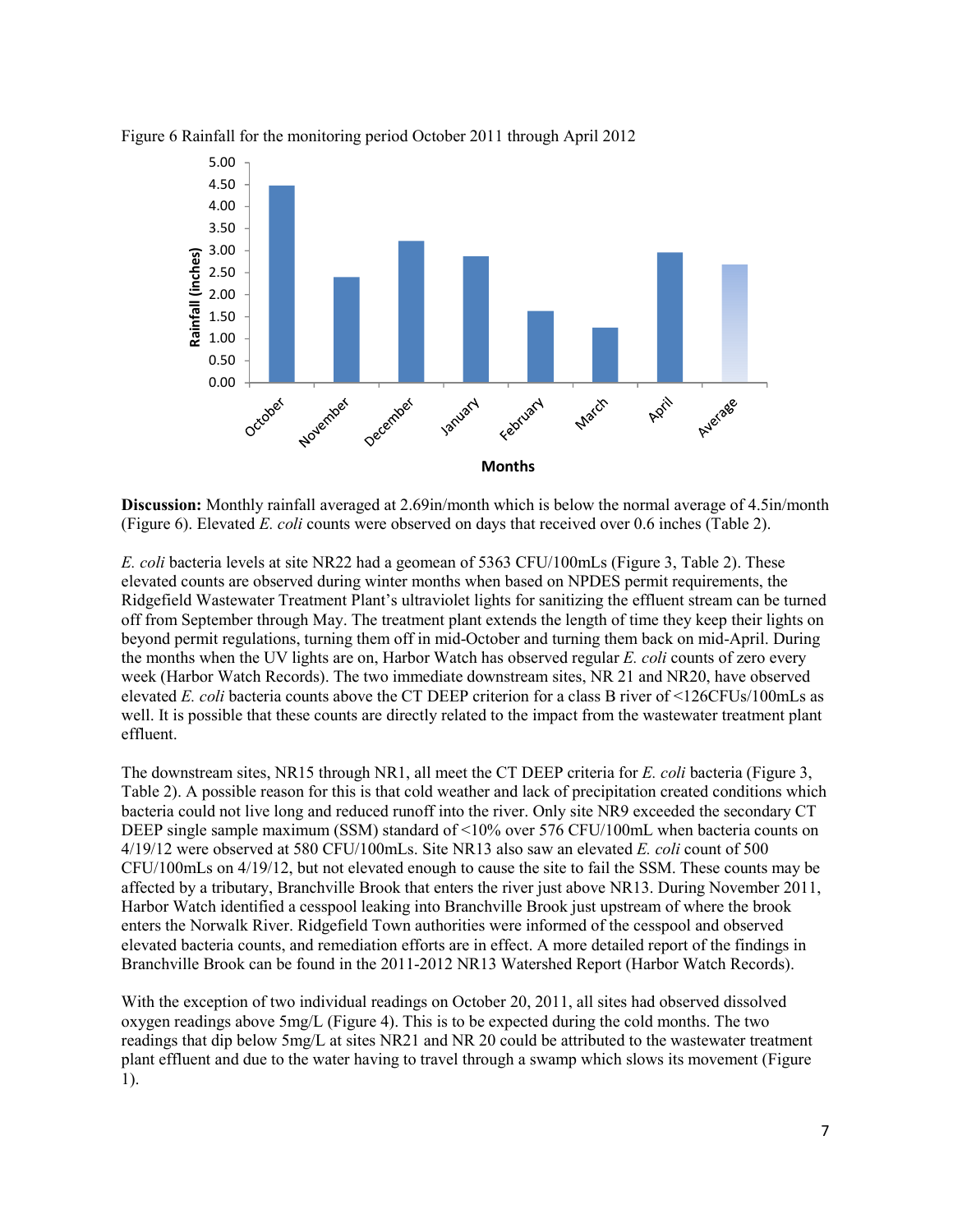Figure 6 Rainfall for the monitoring period October 2011 through April 2012

**Discussion:** Monthly rainfall averaged at 2.69in/month which is below the normal average of 4.5in/month (Figure 6). Elevated *E. coli* counts were observed on days that received over 0.6 inches (Table 2).

*E. coli* bacteria levels at site NR22 had a geomean of 5363 CFU/100mLs (Figure 3, Table 2). These elevated counts are observed during winter months when based on NPDES permit requirements, the Ridgefield Wastewater Treatment Plant's ultraviolet lights for sanitizing the effluent stream can be turned off from September through May. The treatment plant extends the length of time they keep their lights on beyond permit regulations, turning them off in mid-October and turning them back on mid-April. During the months when the UV lights are on, Harbor Watch has observed regular *E. coli* counts of zero every week (Harbor Watch Records). The two immediate downstream sites, NR 21 and NR20, have observed elevated *E. coli* bacteria counts above the CT DEEP criterion for a class B river of <126CFUs/100mLs as well. It is possible that these counts are directly related to the impact from the wastewater treatment plant effluent.

The downstream sites, NR15 through NR1, all meet the CT DEEP criteria for *E. coli* bacteria (Figure 3, Table 2). A possible reason for this is that cold weather and lack of precipitation created conditions which bacteria could not live long and reduced runoff into the river. Only site NR9 exceeded the secondary CT DEEP single sample maximum (SSM) standard of <10% over 576 CFU/100mL when bacteria counts on 4/19/12 were observed at 580 CFU/100mLs. Site NR13 also saw an elevated *E. coli* count of 500 CFU/100mLs on 4/19/12, but not elevated enough to cause the site to fail the SSM. These counts may be affected by a tributary, Branchville Brook that enters the river just above NR13. During November 2011, Harbor Watch identified a cesspool leaking into Branchville Brook just upstream of where the brook enters the Norwalk River. Ridgefield Town authorities were informed of the cesspool and observed elevated bacteria counts, and remediation efforts are in effect. A more detailed report of the findings in Branchville Brook can be found in the 2011-2012 NR13 Watershed Report (Harbor Watch Records).

With the exception of two individual readings on October 20, 2011, all sites had observed dissolved oxygen readings above 5mg/L (Figure 4). This is to be expected during the cold months. The two readings that dip below 5mg/L at sites NR21 and NR 20 could be attributed to the wastewater treatment plant effluent and due to the water having to travel through a swamp which slows its movement (Figure 1).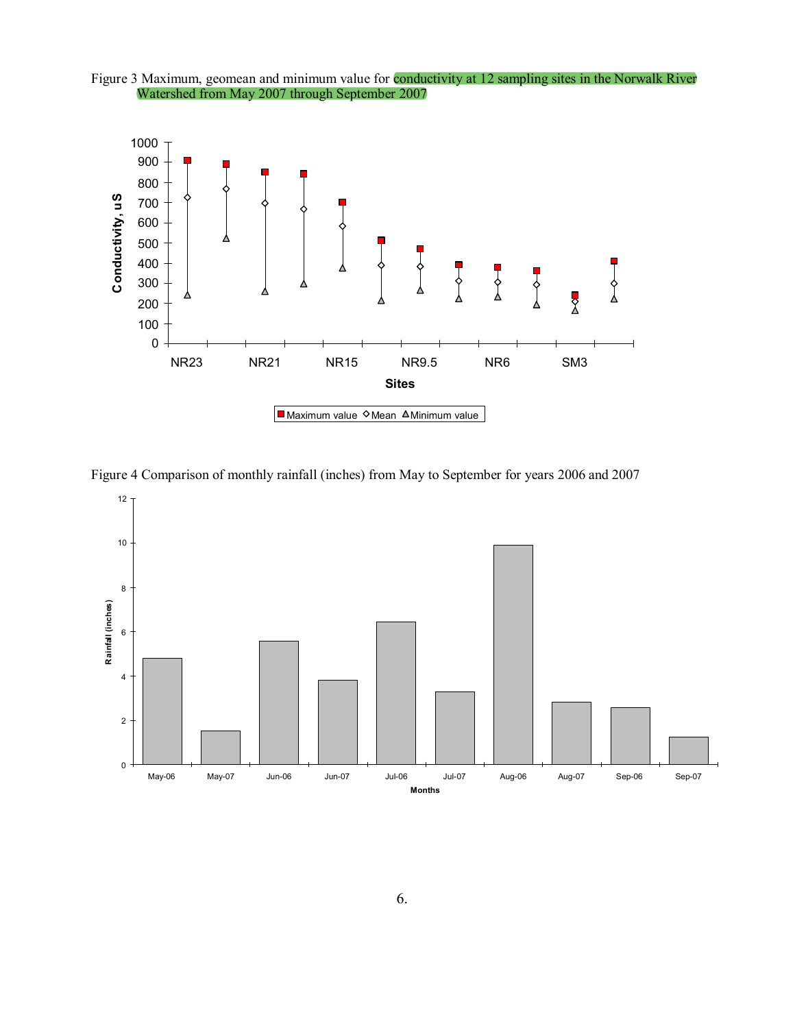Figure 3 Maximum, geomean and minimum value for conductivity at 12 sampling sites in the Norwalk River Watershed from May 2007 through September 2007

Conductivity, uS

1000
900
800
700
600
500
400
300
200
100
0

NR23
NR21
NR15
NR9.5
NR6
SM3

Sites

Maximum value
Mean
Minimum value

Figure 4 Comparison of monthly rainfall (inches) from May to September for years 2006 and 2007

Rainfall (inches)

12
10
8
6
4
2
0

May-06
May-07
Jun-06
Jun-07
Jul-06
Jul-07
Aug-06
Aug-07
Sep-06
Sep-07

Months